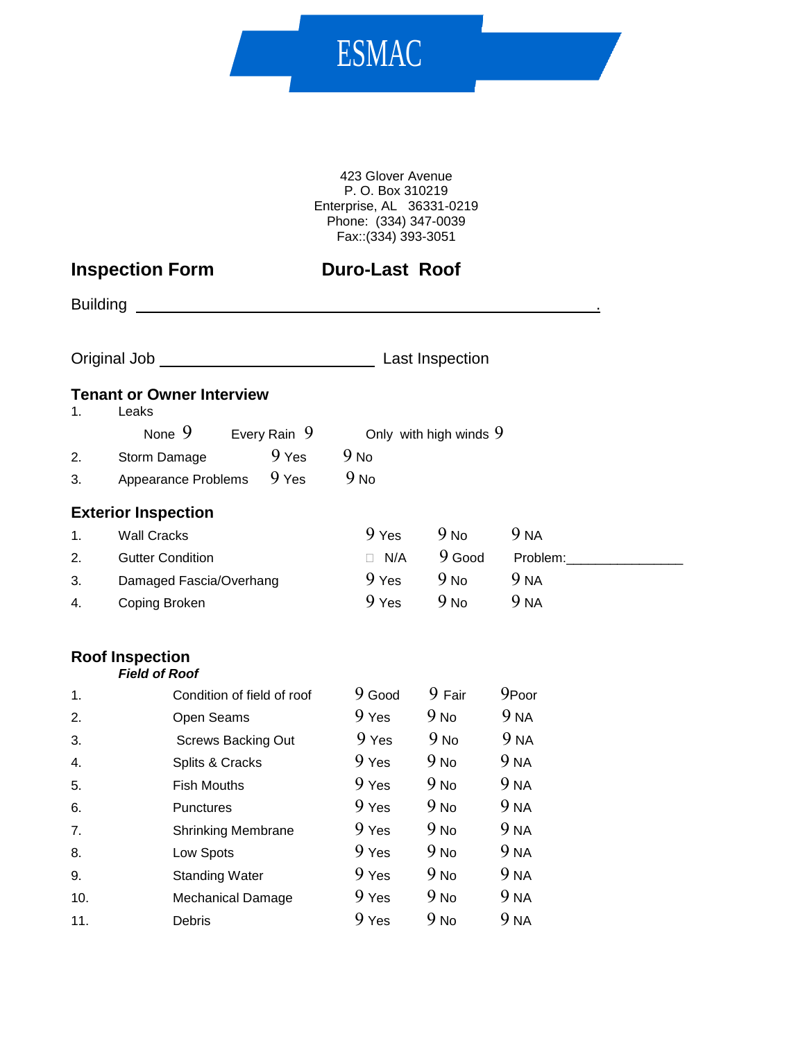# ESMAC

423 Glover Avenue
P. O. Box 310219
Enterprise, AL 36331-0219
Phone: (334) 347-0039
Fax::(334) 393-3051

**Inspection Form** **Duro-Last Roof**

Building \_\_\_\_\_\_\_\_\_\_\_\_\_\_\_\_\_\_\_\_\_\_\_\_\_\_\_\_\_\_\_\_\_\_\_\_\_\_\_\_\_\_\_\_\_\_\_\_\_\_.

Original Job \_\_\_\_\_\_\_\_\_\_\_\_\_\_\_\_\_\_\_\_\_\_\_\_\_ Last Inspection

## Tenant or Owner Interview

1. Leaks
   None 9 Every Rain 9 Only with high winds 9
2. Storm Damage 9 Yes 9 No
3. Appearance Problems 9 Yes 9 No

## Exterior Inspection

| | | | | |
|---|---|---|---|---|
| 1. | Wall Cracks | 9 Yes | 9 No | 9 NA |
| 2. | Gutter Condition | □ N/A | 9 Good | Problem:\_\_\_\_\_\_\_\_\_\_\_\_\_\_\_ |
| 3. | Damaged Fascia/Overhang | 9 Yes | 9 No | 9 NA |
| 4. | Coping Broken | 9 Yes | 9 No | 9 NA |

## Roof Inspection

***Field of Roof***

| | | | | |
|---|---|---|---|---|
| 1. | Condition of field of roof | 9 Good | 9 Fair | 9Poor |
| 2. | Open Seams | 9 Yes | 9 No | 9 NA |
| 3. | Screws Backing Out | 9 Yes | 9 No | 9 NA |
| 4. | Splits & Cracks | 9 Yes | 9 No | 9 NA |
| 5. | Fish Mouths | 9 Yes | 9 No | 9 NA |
| 6. | Punctures | 9 Yes | 9 No | 9 NA |
| 7. | Shrinking Membrane | 9 Yes | 9 No | 9 NA |
| 8. | Low Spots | 9 Yes | 9 No | 9 NA |
| 9. | Standing Water | 9 Yes | 9 No | 9 NA |
| 10. | Mechanical Damage | 9 Yes | 9 No | 9 NA |
| 11. | Debris | 9 Yes | 9 No | 9 NA |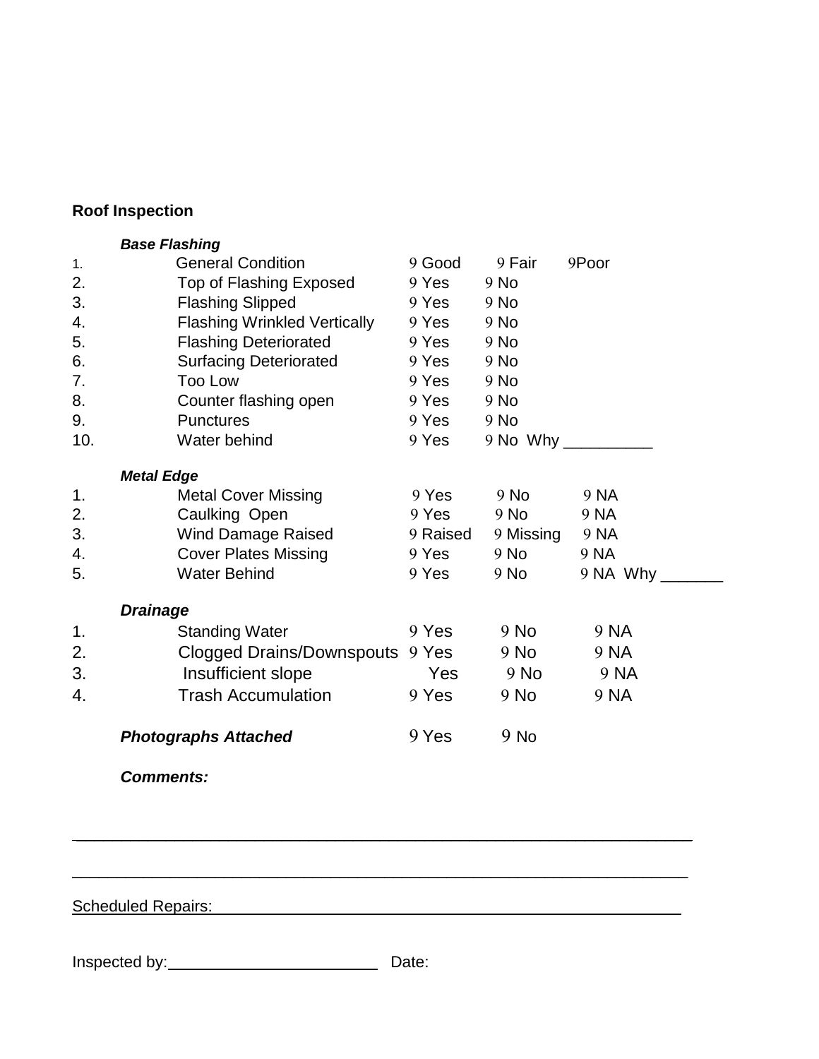**Roof Inspection**

***Base Flashing***

| | | | | |
|---|---|---|---|---|
| 1. | General Condition | 9 Good | 9 Fair | 9Poor |
| 2. | Top of Flashing Exposed | 9 Yes | 9 No | |
| 3. | Flashing Slipped | 9 Yes | 9 No | |
| 4. | Flashing Wrinkled Vertically | 9 Yes | 9 No | |
| 5. | Flashing Deteriorated | 9 Yes | 9 No | |
| 6. | Surfacing Deteriorated | 9 Yes | 9 No | |
| 7. | Too Low | 9 Yes | 9 No | |
| 8. | Counter flashing open | 9 Yes | 9 No | |
| 9. | Punctures | 9 Yes | 9 No | |
| 10. | Water behind | 9 Yes | 9 No Why __________ | |

***Metal Edge***

| | | | | |
|---|---|---|---|---|
| 1. | Metal Cover Missing | 9 Yes | 9 No | 9 NA |
| 2. | Caulking Open | 9 Yes | 9 No | 9 NA |
| 3. | Wind Damage Raised | 9 Raised | 9 Missing | 9 NA |
| 4. | Cover Plates Missing | 9 Yes | 9 No | 9 NA |
| 5. | Water Behind | 9 Yes | 9 No | 9 NA Why _______ |

***Drainage***

| | | | | |
|---|---|---|---|---|
| 1. | Standing Water | 9 Yes | 9 No | 9 NA |
| 2. | Clogged Drains/Downspouts | 9 Yes | 9 No | 9 NA |
| 3. | Insufficient slope | Yes | 9 No | 9 NA |
| 4. | Trash Accumulation | 9 Yes | 9 No | 9 NA |

***Photographs Attached*** 9 Yes 9 No

***Comments:***

______________________________________________________________________

______________________________________________________________________

Scheduled Repairs: ____________________________________________________

Inspected by: ________________________ Date: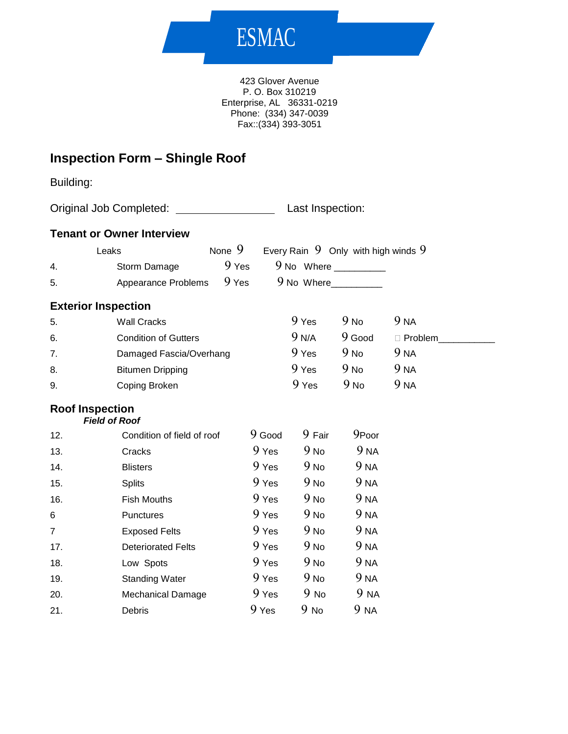# ESMAC

423 Glover Avenue
P. O. Box 310219
Enterprise, AL  36331-0219
Phone:  (334) 347-0039
Fax::(334) 393-3051

## Inspection Form – Shingle Roof

Building:

Original Job Completed: ________________ Last Inspection:

### Tenant or Owner Interview

| | | | | |
|---|---|---|---|---|
| | Leaks | None 9 | Every Rain 9 | Only with high winds 9 |
| 4. | Storm Damage | 9 Yes | 9 No Where _________ | |
| 5. | Appearance Problems | 9 Yes | 9 No Where_________ | |

### Exterior Inspection

| | | | | |
|---|---|---|---|---|
| 5. | Wall Cracks | 9 Yes | 9 No | 9 NA |
| 6. | Condition of Gutters | 9 N/A | 9 Good | □ Problem__________ |
| 7. | Damaged Fascia/Overhang | 9 Yes | 9 No | 9 NA |
| 8. | Bitumen Dripping | 9 Yes | 9 No | 9 NA |
| 9. | Coping Broken | 9 Yes | 9 No | 9 NA |

### Roof Inspection

***Field of Roof***

| | | | | |
|---|---|---|---|---|
| 12. | Condition of field of roof | 9 Good | 9 Fair | 9Poor |
| 13. | Cracks | 9 Yes | 9 No | 9 NA |
| 14. | Blisters | 9 Yes | 9 No | 9 NA |
| 15. | Splits | 9 Yes | 9 No | 9 NA |
| 16. | Fish Mouths | 9 Yes | 9 No | 9 NA |
| 6 | Punctures | 9 Yes | 9 No | 9 NA |
| 7 | Exposed Felts | 9 Yes | 9 No | 9 NA |
| 17. | Deteriorated Felts | 9 Yes | 9 No | 9 NA |
| 18. | Low Spots | 9 Yes | 9 No | 9 NA |
| 19. | Standing Water | 9 Yes | 9 No | 9 NA |
| 20. | Mechanical Damage | 9 Yes | 9 No | 9 NA |
| 21. | Debris | 9 Yes | 9 No | 9 NA |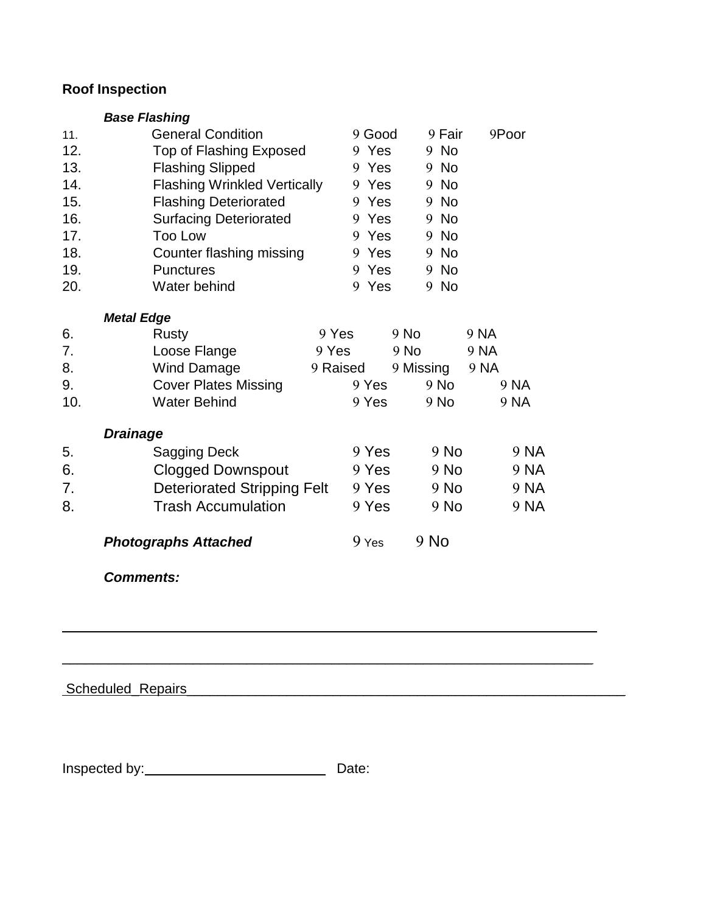**Roof Inspection**

***Base Flashing***

| | | | | |
|---|---|---|---|---|
| 11. | General Condition | 9 Good | 9 Fair | 9Poor |
| 12. | Top of Flashing Exposed | 9 Yes | 9 No | |
| 13. | Flashing Slipped | 9 Yes | 9 No | |
| 14. | Flashing Wrinkled Vertically | 9 Yes | 9 No | |
| 15. | Flashing Deteriorated | 9 Yes | 9 No | |
| 16. | Surfacing Deteriorated | 9 Yes | 9 No | |
| 17. | Too Low | 9 Yes | 9 No | |
| 18. | Counter flashing missing | 9 Yes | 9 No | |
| 19. | Punctures | 9 Yes | 9 No | |
| 20. | Water behind | 9 Yes | 9 No | |

***Metal Edge***

| | | | | |
|---|---|---|---|---|
| 6. | Rusty | 9 Yes | 9 No | 9 NA |
| 7. | Loose Flange | 9 Yes | 9 No | 9 NA |
| 8. | Wind Damage | 9 Raised | 9 Missing | 9 NA |
| 9. | Cover Plates Missing | 9 Yes | 9 No | 9 NA |
| 10. | Water Behind | 9 Yes | 9 No | 9 NA |

***Drainage***

| | | | | |
|---|---|---|---|---|
| 5. | Sagging Deck | 9 Yes | 9 No | 9 NA |
| 6. | Clogged Downspout | 9 Yes | 9 No | 9 NA |
| 7. | Deteriorated Stripping Felt | 9 Yes | 9 No | 9 NA |
| 8. | Trash Accumulation | 9 Yes | 9 No | 9 NA |

***Photographs Attached*** 9 Yes 9 No

***Comments:***

______________________________________________________________________

______________________________________________________________________

Scheduled Repairs________________________________________________________

Inspected by:________________________ Date: